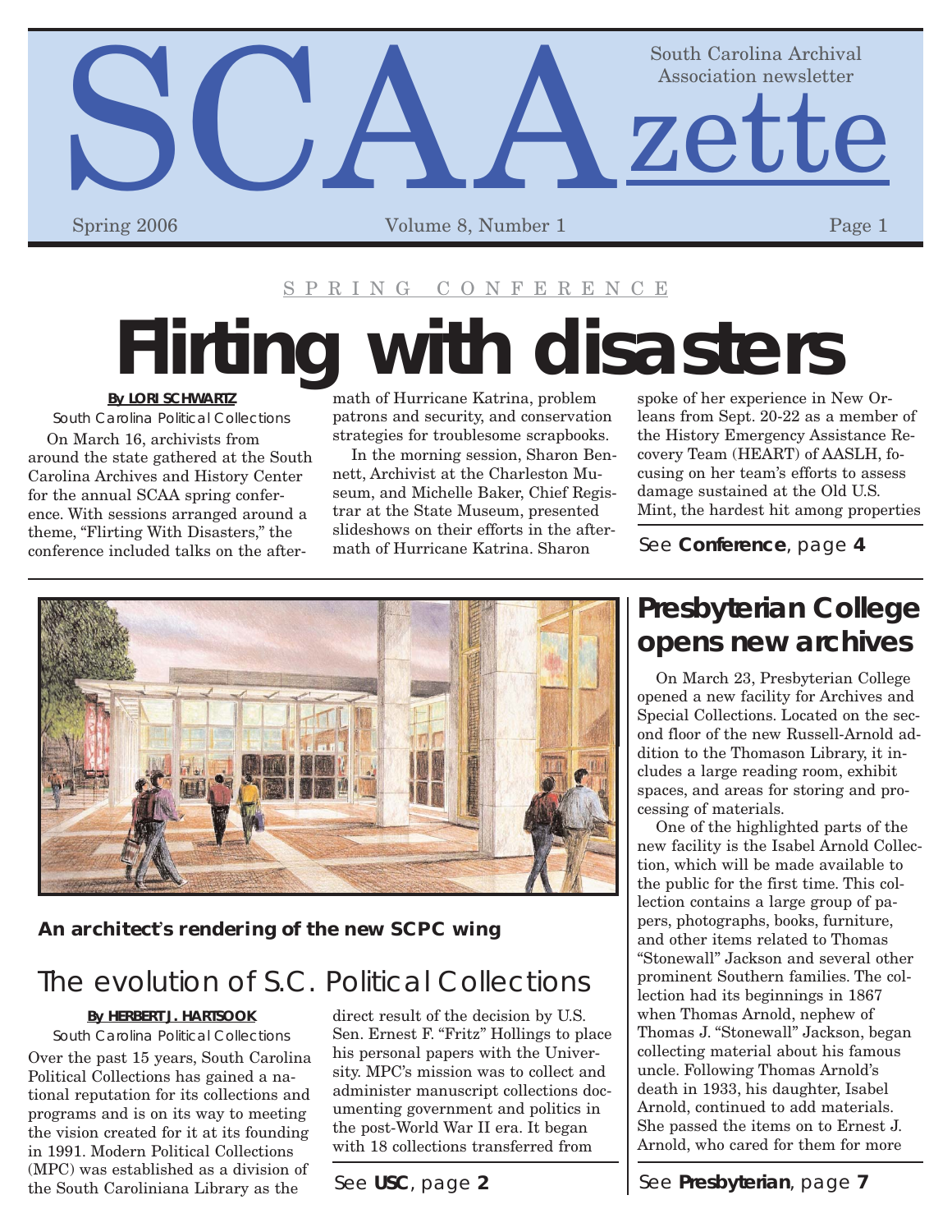# SCAAzette

South Carolina Archival Association newsletter

Spring 2006 — Volume 8, Number 1

SPRING CONFERENCE

## Flirting with disasters

**By LORI SCHWARTZ**
South Carolina Political Collections

On March 16, archivists from around the state gathered at the South Carolina Archives and History Center for the annual SCAA spring conference. With sessions arranged around a theme, "Flirting With Disasters," the conference included talks on the aftermath of Hurricane Katrina, problem patrons and security, and conservation strategies for troublesome scrapbooks.

In the morning session, Sharon Bennett, Archivist at the Charleston Museum, and Michelle Baker, Chief Registrar at the State Museum, presented slideshows on their efforts in the aftermath of Hurricane Katrina. Sharon spoke of her experience in New Orleans from Sept. 20-22 as a member of the History Emergency Assistance Recovery Team (HEART) of AASLH, focusing on her team's efforts to assess damage sustained at the Old U.S. Mint, the hardest hit among properties

See **Conference**, page **4**

**An architect's rendering of the new SCPC wing**

## The evolution of S.C. Political Collections

**By HERBERT J. HARTSOOK**
South Carolina Political Collections

Over the past 15 years, South Carolina Political Collections has gained a national reputation for its collections and programs and is on its way to meeting the vision created for it at its founding in 1991. Modern Political Collections (MPC) was established as a division of the South Caroliniana Library as the direct result of the decision by U.S. Sen. Ernest F. "Fritz" Hollings to place his personal papers with the University. MPC's mission was to collect and administer manuscript collections documenting government and politics in the post-World War II era. It began with 18 collections transferred from

See **USC**, page **2**

## Presbyterian College opens new archives

On March 23, Presbyterian College opened a new facility for Archives and Special Collections. Located on the second floor of the new Russell-Arnold addition to the Thomason Library, it includes a large reading room, exhibit spaces, and areas for storing and processing of materials.

One of the highlighted parts of the new facility is the Isabel Arnold Collection, which will be made available to the public for the first time. This collection contains a large group of papers, photographs, books, furniture, and other items related to Thomas "Stonewall" Jackson and several other prominent Southern families. The collection had its beginnings in 1867 when Thomas Arnold, nephew of Thomas J. "Stonewall" Jackson, began collecting material about his famous uncle. Following Thomas Arnold's death in 1933, his daughter, Isabel Arnold, continued to add materials. She passed the items on to Ernest J. Arnold, who cared for them for more

See **Presbyterian**, page **7**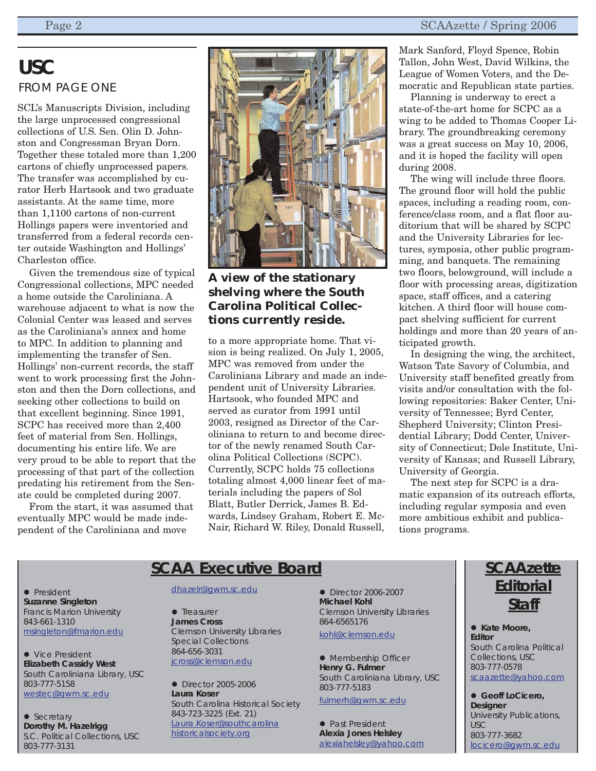# USC

FROM PAGE ONE

SCL's Manuscripts Division, including the large unprocessed congressional collections of U.S. Sen. Olin D. Johnston and Congressman Bryan Dorn. Together these totaled more than 1,200 cartons of chiefly unprocessed papers. The transfer was accomplished by curator Herb Hartsook and two graduate assistants. At the same time, more than 1,1100 cartons of non-current Hollings papers were inventoried and transferred from a federal records center outside Washington and Hollings' Charleston office.

Given the tremendous size of typical Congressional collections, MPC needed a home outside the Caroliniana. A warehouse adjacent to what is now the Colonial Center was leased and serves as the Caroliniana's annex and home to MPC. In addition to planning and implementing the transfer of Sen. Hollings' non-current records, the staff went to work processing first the Johnston and then the Dorn collections, and seeking other collections to build on that excellent beginning. Since 1991, SCPC has received more than 2,400 feet of material from Sen. Hollings, documenting his entire life. We are very proud to be able to report that the processing of that part of the collection predating his retirement from the Senate could be completed during 2007.

From the start, it was assumed that eventually MPC would be made independent of the Caroliniana and move to a more appropriate home. That vision is being realized. On July 1, 2005, MPC was removed from under the Caroliniana Library and made an independent unit of University Libraries. Hartsook, who founded MPC and served as curator from 1991 until 2003, resigned as Director of the Caroliniana to return to and become director of the newly renamed South Carolina Political Collections (SCPC). Currently, SCPC holds 75 collections totaling almost 4,000 linear feet of materials including the papers of Sol Blatt, Butler Derrick, James B. Edwards, Lindsey Graham, Robert E. McNair, Richard W. Riley, Donald Russell, Mark Sanford, Floyd Spence, Robin Tallon, John West, David Wilkins, the League of Women Voters, and the Democratic and Republican state parties.

**A view of the stationary shelving where the South Carolina Political Collections currently reside.**

Planning is underway to erect a state-of-the-art home for SCPC as a wing to be added to Thomas Cooper Library. The groundbreaking ceremony was a great success on May 10, 2006, and it is hoped the facility will open during 2008.

The wing will include three floors. The ground floor will hold the public spaces, including a reading room, conference/class room, and a flat floor auditorium that will be shared by SCPC and the University Libraries for lectures, symposia, other public programming, and banquets. The remaining two floors, belowground, will include a floor with processing areas, digitization space, staff offices, and a catering kitchen. A third floor will house compact shelving sufficient for current holdings and more than 20 years of anticipated growth.

In designing the wing, the architect, Watson Tate Savory of Columbia, and University staff benefited greatly from visits and/or consultation with the following repositories: Baker Center, University of Tennessee; Byrd Center, Shepherd University; Clinton Presidential Library; Dodd Center, University of Connecticut; Dole Institute, University of Kansas; and Russell Library, University of Georgia.

The next step for SCPC is a dramatic expansion of its outreach efforts, including regular symposia and even more ambitious exhibit and publications programs.

## SCAA Executive Board

- President
  **Suzanne Singleton**
  Francis Marion University
  843-661-1310
  msingleton@fmarion.edu

- Vice President
  **Elizabeth Cassidy West**
  South Caroliniana Library, USC
  803-777-5158
  westec@gwm.sc.edu

- Secretary
  **Dorothy M. Hazelrigg**
  S.C. Political Collections, USC
  803-777-3131
  dhazelr@gwm.sc.edu

- Treasurer
  **James Cross**
  Clemson University Libraries
  Special Collections
  864-656-3031
  jcross@clemson.edu

- Director 2005-2006
  **Laura Koser**
  South Carolina Historical Society
  843-723-3225 (Ext. 21)
  Laura.Koser@southcarolinahistoricalsociety.org

- Director 2006-2007
  **Michael Kohl**
  Clemson University Libraries
  864-6565176
  kohl@clemson.edu

- Membership Officer
  **Henry G. Fulmer**
  South Caroliniana Library, USC
  803-777-5183
  fulmerh@gwm.sc.edu

- Past President
  **Alexia Jones Helsley**
  alexiahelsley@yahoo.com

## SCAAzette Editorial Staff

- **Kate Moore, Editor**
  South Carolina Political Collections, USC
  803-777-0578
  scaazette@yahoo.com

- **Geoff LoCicero, Designer**
  University Publications, USC
  803-777-3682
  locicero@gwm.sc.edu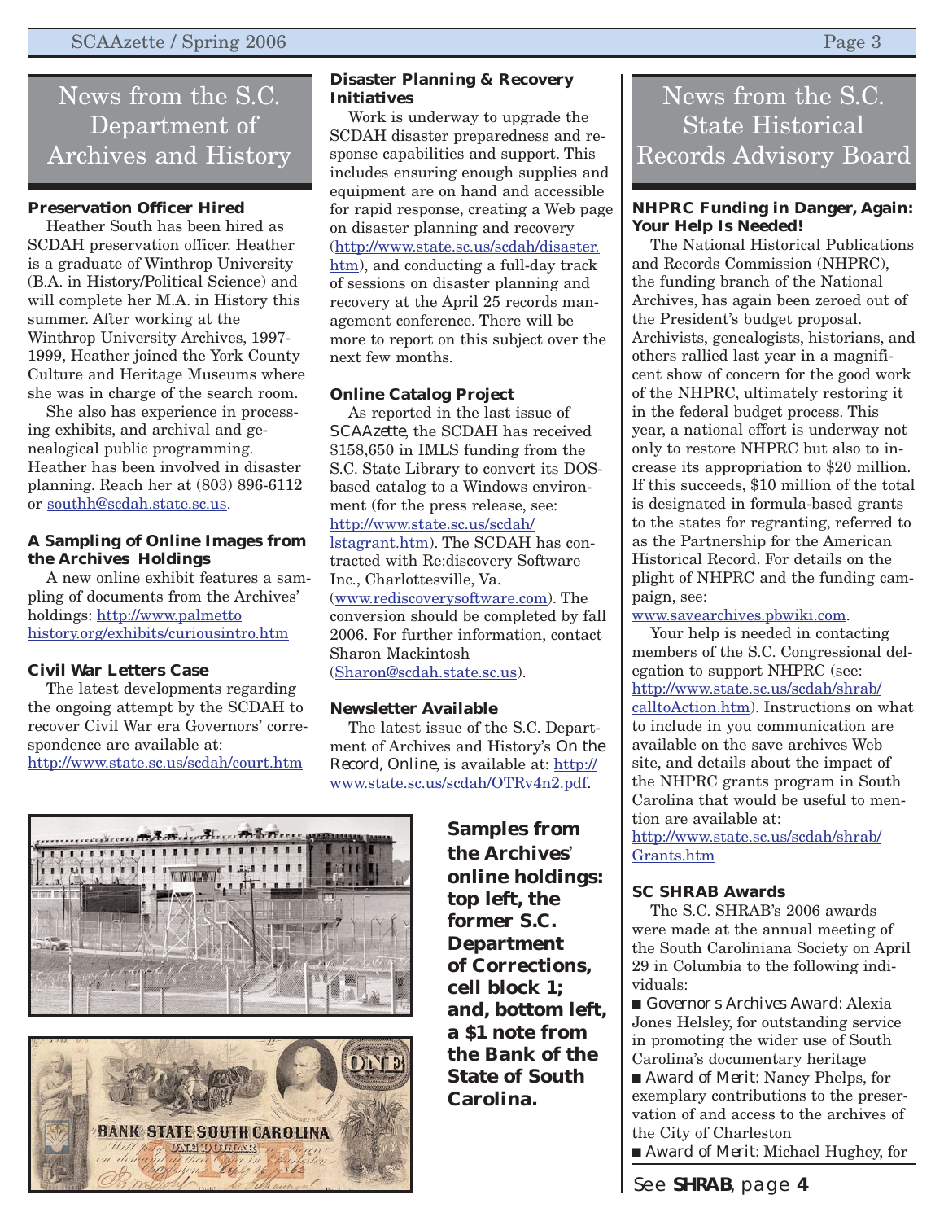## News from the S.C. Department of Archives and History

### Preservation Officer Hired

Heather South has been hired as SCDAH preservation officer. Heather is a graduate of Winthrop University (B.A. in History/Political Science) and will complete her M.A. in History this summer. After working at the Winthrop University Archives, 1997-1999, Heather joined the York County Culture and Heritage Museums where she was in charge of the search room.

She also has experience in processing exhibits, and archival and genealogical public programming. Heather has been involved in disaster planning. Reach her at (803) 896-6112 or southh@scdah.state.sc.us.

### A Sampling of Online Images from the Archives Holdings

A new online exhibit features a sampling of documents from the Archives' holdings: http://www.palmettohistory.org/exhibits/curiousintro.htm

### Civil War Letters Case

The latest developments regarding the ongoing attempt by the SCDAH to recover Civil War era Governors' correspondence are available at: http://www.state.sc.us/scdah/court.htm

### Disaster Planning & Recovery Initiatives

Work is underway to upgrade the SCDAH disaster preparedness and response capabilities and support. This includes ensuring enough supplies and equipment are on hand and accessible for rapid response, creating a Web page on disaster planning and recovery (http://www.state.sc.us/scdah/disaster.htm), and conducting a full-day track of sessions on disaster planning and recovery at the April 25 records management conference. There will be more to report on this subject over the next few months.

### Online Catalog Project

As reported in the last issue of *SCAAzette*, the SCDAH has received $158,650 in IMLS funding from the S.C. State Library to convert its DOS-based catalog to a Windows environment (for the press release, see: http://www.state.sc.us/scdah/lstagrant.htm). The SCDAH has contracted with Re:discovery Software Inc., Charlottesville, Va. (www.rediscoverysoftware.com). The conversion should be completed by fall 2006. For further information, contact Sharon Mackintosh (Sharon@scdah.state.sc.us).

### Newsletter Available

The latest issue of the S.C. Department of Archives and History's *On the Record, Online*, is available at: http://www.state.sc.us/scdah/OTRv4n2.pdf.

**Samples from the Archives' online holdings: top left, the former S.C. Department of Corrections, cell block 1; and, bottom left, a $1 note from the Bank of the State of South Carolina.**

## News from the S.C. State Historical Records Advisory Board

### NHPRC Funding in Danger, Again: Your Help Is Needed!

The National Historical Publications and Records Commission (NHPRC), the funding branch of the National Archives, has again been zeroed out of the President's budget proposal. Archivists, genealogists, historians, and others rallied last year in a magnificent show of concern for the good work of the NHPRC, ultimately restoring it in the federal budget process. This year, a national effort is underway not only to restore NHPRC but also to increase its appropriation to $20 million. If this succeeds, $10 million of the total is designated in formula-based grants to the states for regranting, referred to as the Partnership for the American Historical Record. For details on the plight of NHPRC and the funding campaign, see: www.savearchives.pbwiki.com.

Your help is needed in contacting members of the S.C. Congressional delegation to support NHPRC (see: http://www.state.sc.us/scdah/shrab/calltoAction.htm). Instructions on what to include in you communication are available on the save archives Web site, and details about the impact of the NHPRC grants program in South Carolina that would be useful to mention are available at: http://www.state.sc.us/scdah/shrab/Grants.htm

### SC SHRAB Awards

The S.C. SHRAB's 2006 awards were made at the annual meeting of the South Caroliniana Society on April 29 in Columbia to the following individuals:

- *Governor s Archives Award*: Alexia Jones Helsley, for outstanding service in promoting the wider use of South Carolina's documentary heritage
- *Award of Merit*: Nancy Phelps, for exemplary contributions to the preservation of and access to the archives of the City of Charleston
- *Award of Merit*: Michael Hughey, for

*See* ***SHRAB****, page* ***4***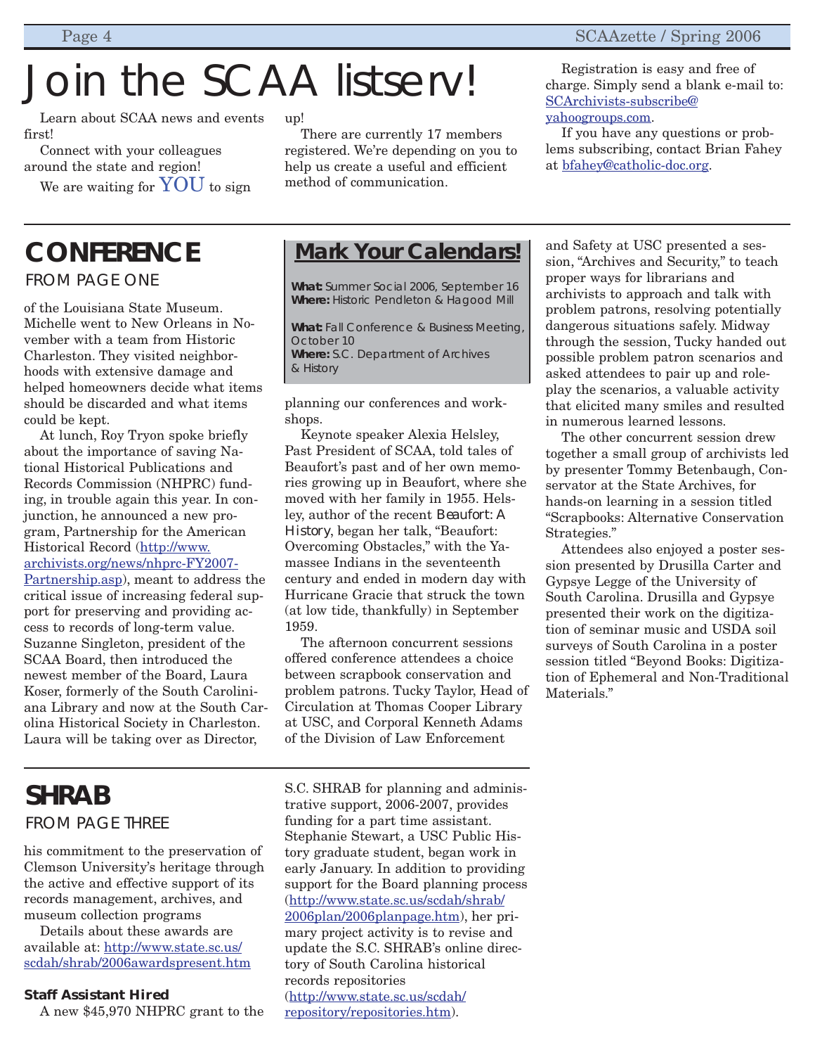# Join the SCAA listserv!

Learn about SCAA news and events first!

Connect with your colleagues around the state and region!

We are waiting for YOU to sign up!

There are currently 17 members registered. We're depending on you to help us create a useful and efficient method of communication.

Registration is easy and free of charge. Simply send a blank e-mail to: SCArchivists-subscribe@yahoogroups.com.

If you have any questions or problems subscribing, contact Brian Fahey at bfahey@catholic-doc.org.

## CONFERENCE

FROM PAGE ONE

of the Louisiana State Museum. Michelle went to New Orleans in November with a team from Historic Charleston. They visited neighborhoods with extensive damage and helped homeowners decide what items should be discarded and what items could be kept.

At lunch, Roy Tryon spoke briefly about the importance of saving National Historical Publications and Records Commission (NHPRC) funding, in trouble again this year. In conjunction, he announced a new program, Partnership for the American Historical Record (http://www.archivists.org/news/nhprc-FY2007-Partnership.asp), meant to address the critical issue of increasing federal support for preserving and providing access to records of long-term value. Suzanne Singleton, president of the SCAA Board, then introduced the newest member of the Board, Laura Koser, formerly of the South Caroliniana Library and now at the South Carolina Historical Society in Charleston. Laura will be taking over as Director, planning our conferences and workshops.

Keynote speaker Alexia Helsley, Past President of SCAA, told tales of Beaufort's past and of her own memories growing up in Beaufort, where she moved with her family in 1955. Helsley, author of the recent *Beaufort: A History*, began her talk, "Beaufort: Overcoming Obstacles," with the Yamassee Indians in the seventeenth century and ended in modern day with Hurricane Gracie that struck the town (at low tide, thankfully) in September 1959.

The afternoon concurrent sessions offered conference attendees a choice between scrapbook conservation and problem patrons. Tucky Taylor, Head of Circulation at Thomas Cooper Library at USC, and Corporal Kenneth Adams of the Division of Law Enforcement and Safety at USC presented a session, "Archives and Security," to teach proper ways for librarians and archivists to approach and talk with problem patrons, resolving potentially dangerous situations safely. Midway through the session, Tucky handed out possible problem patron scenarios and asked attendees to pair up and role-play the scenarios, a valuable activity that elicited many smiles and resulted in numerous learned lessons.

The other concurrent session drew together a small group of archivists led by presenter Tommy Betenbaugh, Conservator at the State Archives, for hands-on learning in a session titled "Scrapbooks: Alternative Conservation Strategies."

Attendees also enjoyed a poster session presented by Drusilla Carter and Gypsye Legge of the University of South Carolina. Drusilla and Gypsye presented their work on the digitization of seminar music and USDA soil surveys of South Carolina in a poster session titled "Beyond Books: Digitization of Ephemeral and Non-Traditional Materials."

## Mark Your Calendars!

**What:** Summer Social 2006, September 16
**Where:** Historic Pendleton & Hagood Mill

**What:** Fall Conference & Business Meeting, October 10
**Where:** S.C. Department of Archives & History

## SHRAB

FROM PAGE THREE

his commitment to the preservation of Clemson University's heritage through the active and effective support of its records management, archives, and museum collection programs

Details about these awards are available at: http://www.state.sc.us/scdah/shrab/2006awardspresent.htm

**Staff Assistant Hired**

A new $45,970 NHPRC grant to the S.C. SHRAB for planning and administrative support, 2006-2007, provides funding for a part time assistant. Stephanie Stewart, a USC Public History graduate student, began work in early January. In addition to providing support for the Board planning process (http://www.state.sc.us/scdah/shrab/2006plan/2006planpage.htm), her primary project activity is to revise and update the S.C. SHRAB's online directory of South Carolina historical records repositories (http://www.state.sc.us/scdah/repository/repositories.htm).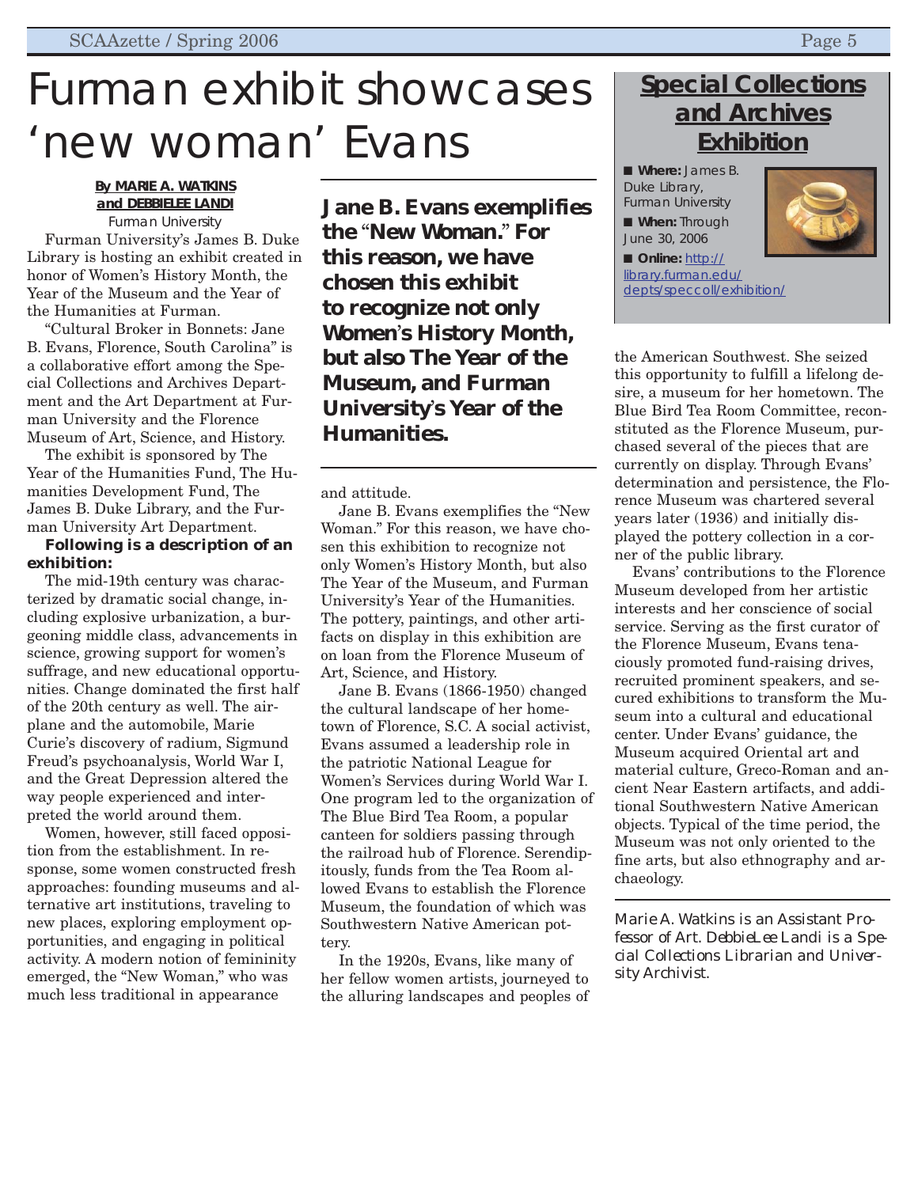# Furman exhibit showcases 'new woman' Evans

**By MARIE A. WATKINS and DEBBIELEE LANDI**
Furman University

Furman University's James B. Duke Library is hosting an exhibit created in honor of Women's History Month, the Year of the Museum and the Year of the Humanities at Furman.

"Cultural Broker in Bonnets: Jane B. Evans, Florence, South Carolina" is a collaborative effort among the Special Collections and Archives Department and the Art Department at Furman University and the Florence Museum of Art, Science, and History.

The exhibit is sponsored by The Year of the Humanities Fund, The Humanities Development Fund, The James B. Duke Library, and the Furman University Art Department.

**Following is a description of an exhibition:**

The mid-19th century was characterized by dramatic social change, including explosive urbanization, a burgeoning middle class, advancements in science, growing support for women's suffrage, and new educational opportunities. Change dominated the first half of the 20th century as well. The airplane and the automobile, Marie Curie's discovery of radium, Sigmund Freud's psychoanalysis, World War I, and the Great Depression altered the way people experienced and interpreted the world around them.

Women, however, still faced opposition from the establishment. In response, some women constructed fresh approaches: founding museums and alternative art institutions, traveling to new places, exploring employment opportunities, and engaging in political activity. A modern notion of femininity emerged, the "New Woman," who was much less traditional in appearance and attitude.

> **Jane B. Evans exemplifies the "New Woman." For this reason, we have chosen this exhibit to recognize not only Women's History Month, but also The Year of the Museum, and Furman University's Year of the Humanities.**

Jane B. Evans exemplifies the "New Woman." For this reason, we have chosen this exhibition to recognize not only Women's History Month, but also The Year of the Museum, and Furman University's Year of the Humanities. The pottery, paintings, and other artifacts on display in this exhibition are on loan from the Florence Museum of Art, Science, and History.

Jane B. Evans (1866-1950) changed the cultural landscape of her hometown of Florence, S.C. A social activist, Evans assumed a leadership role in the patriotic National League for Women's Services during World War I. One program led to the organization of The Blue Bird Tea Room, a popular canteen for soldiers passing through the railroad hub of Florence. Serendipitously, funds from the Tea Room allowed Evans to establish the Florence Museum, the foundation of which was Southwestern Native American pottery.

In the 1920s, Evans, like many of her fellow women artists, journeyed to the alluring landscapes and peoples of the American Southwest. She seized this opportunity to fulfill a lifelong desire, a museum for her hometown. The Blue Bird Tea Room Committee, reconstituted as the Florence Museum, purchased several of the pieces that are currently on display. Through Evans' determination and persistence, the Florence Museum was chartered several years later (1936) and initially displayed the pottery collection in a corner of the public library.

Evans' contributions to the Florence Museum developed from her artistic interests and her conscience of social service. Serving as the first curator of the Florence Museum, Evans tenaciously promoted fund-raising drives, recruited prominent speakers, and secured exhibitions to transform the Museum into a cultural and educational center. Under Evans' guidance, the Museum acquired Oriental art and material culture, Greco-Roman and ancient Near Eastern artifacts, and additional Southwestern Native American objects. Typical of the time period, the Museum was not only oriented to the fine arts, but also ethnography and archaeology.

*Marie A. Watkins is an Assistant Professor of Art. DebbieLee Landi is a Special Collections Librarian and University Archivist.*

## Special Collections and Archives Exhibition

- **Where:** James B. Duke Library, Furman University
- **When:** Through June 30, 2006
- **Online:** http://library.furman.edu/depts/speccoll/exhibition/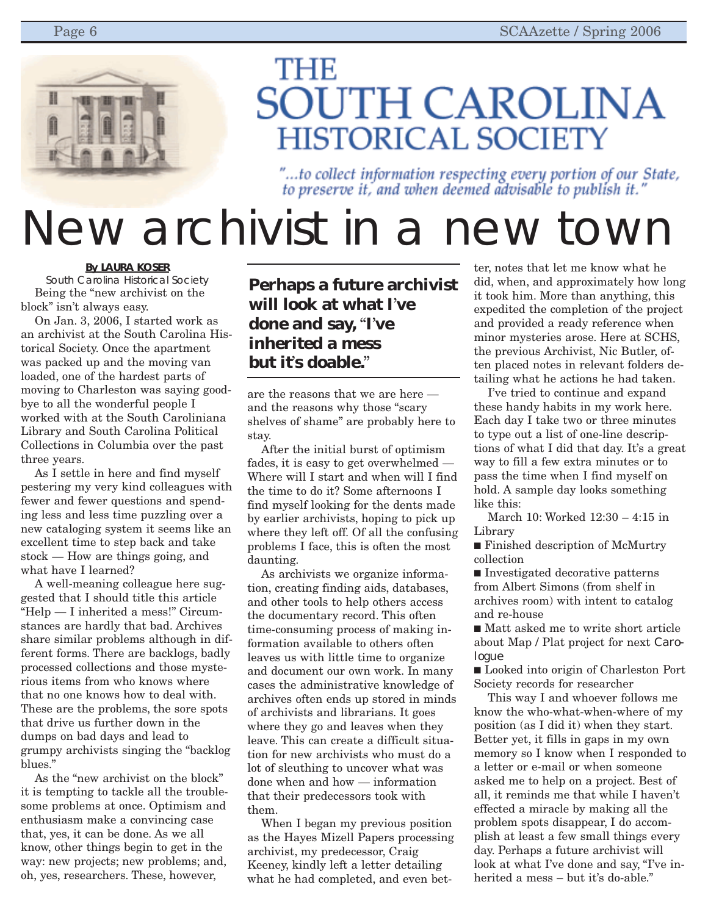# THE SOUTH CAROLINA HISTORICAL SOCIETY

*"...to collect information respecting every portion of our State, to preserve it, and when deemed advisable to publish it."*

# New archivist in a new town

**By LAURA KOSER**
South Carolina Historical Society

Being the "new archivist on the block" isn't always easy.

On Jan. 3, 2006, I started work as an archivist at the South Carolina Historical Society. Once the apartment was packed up and the moving van loaded, one of the hardest parts of moving to Charleston was saying goodbye to all the wonderful people I worked with at the South Caroliniana Library and South Carolina Political Collections in Columbia over the past three years.

As I settle in here and find myself pestering my very kind colleagues with fewer and fewer questions and spending less and less time puzzling over a new cataloging system it seems like an excellent time to step back and take stock — How are things going, and what have I learned?

A well-meaning colleague here suggested that I should title this article "Help — I inherited a mess!" Circumstances are hardly that bad. Archives share similar problems although in different forms. There are backlogs, badly processed collections and those mysterious items from who knows where that no one knows how to deal with. These are the problems, the sore spots that drive us further down in the dumps on bad days and lead to grumpy archivists singing the "backlog blues."

As the "new archivist on the block" it is tempting to tackle all the troublesome problems at once. Optimism and enthusiasm make a convincing case that, yes, it can be done. As we all know, other things begin to get in the way: new projects; new problems; and, oh, yes, researchers. These, however, are the reasons that we are here — and the reasons why those "scary shelves of shame" are probably here to stay.

**Perhaps a future archivist will look at what I've done and say, "I've inherited a mess but it's doable."**

After the initial burst of optimism fades, it is easy to get overwhelmed — Where will I start and when will I find the time to do it? Some afternoons I find myself looking for the dents made by earlier archivists, hoping to pick up where they left off. Of all the confusing problems I face, this is often the most daunting.

As archivists we organize information, creating finding aids, databases, and other tools to help others access the documentary record. This often time-consuming process of making information available to others often leaves us with little time to organize and document our own work. In many cases the administrative knowledge of archives often ends up stored in minds of archivists and librarians. It goes where they go and leaves when they leave. This can create a difficult situation for new archivists who must do a lot of sleuthing to uncover what was done when and how — information that their predecessors took with them.

When I began my previous position as the Hayes Mizell Papers processing archivist, my predecessor, Craig Keeney, kindly left a letter detailing what he had completed, and even better, notes that let me know what he did, when, and approximately how long it took him. More than anything, this expedited the completion of the project and provided a ready reference when minor mysteries arose. Here at SCHS, the previous Archivist, Nic Butler, often placed notes in relevant folders detailing what he actions he had taken.

I've tried to continue and expand these handy habits in my work here. Each day I take two or three minutes to type out a list of one-line descriptions of what I did that day. It's a great way to fill a few extra minutes or to pass the time when I find myself on hold. A sample day looks something like this:

March 10: Worked 12:30 – 4:15 in Library

- Finished description of McMurtry collection
- Investigated decorative patterns from Albert Simons (from shelf in archives room) with intent to catalog and re-house
- Matt asked me to write short article about Map / Plat project for next *Carologue*
- Looked into origin of Charleston Port Society records for researcher

This way I and whoever follows me know the who-what-when-where of my position (as I did it) when they start. Better yet, it fills in gaps in my own memory so I know when I responded to a letter or e-mail or when someone asked me to help on a project. Best of all, it reminds me that while I haven't effected a miracle by making all the problem spots disappear, I do accomplish at least a few small things every day. Perhaps a future archivist will look at what I've done and say, "I've inherited a mess – but it's do-able."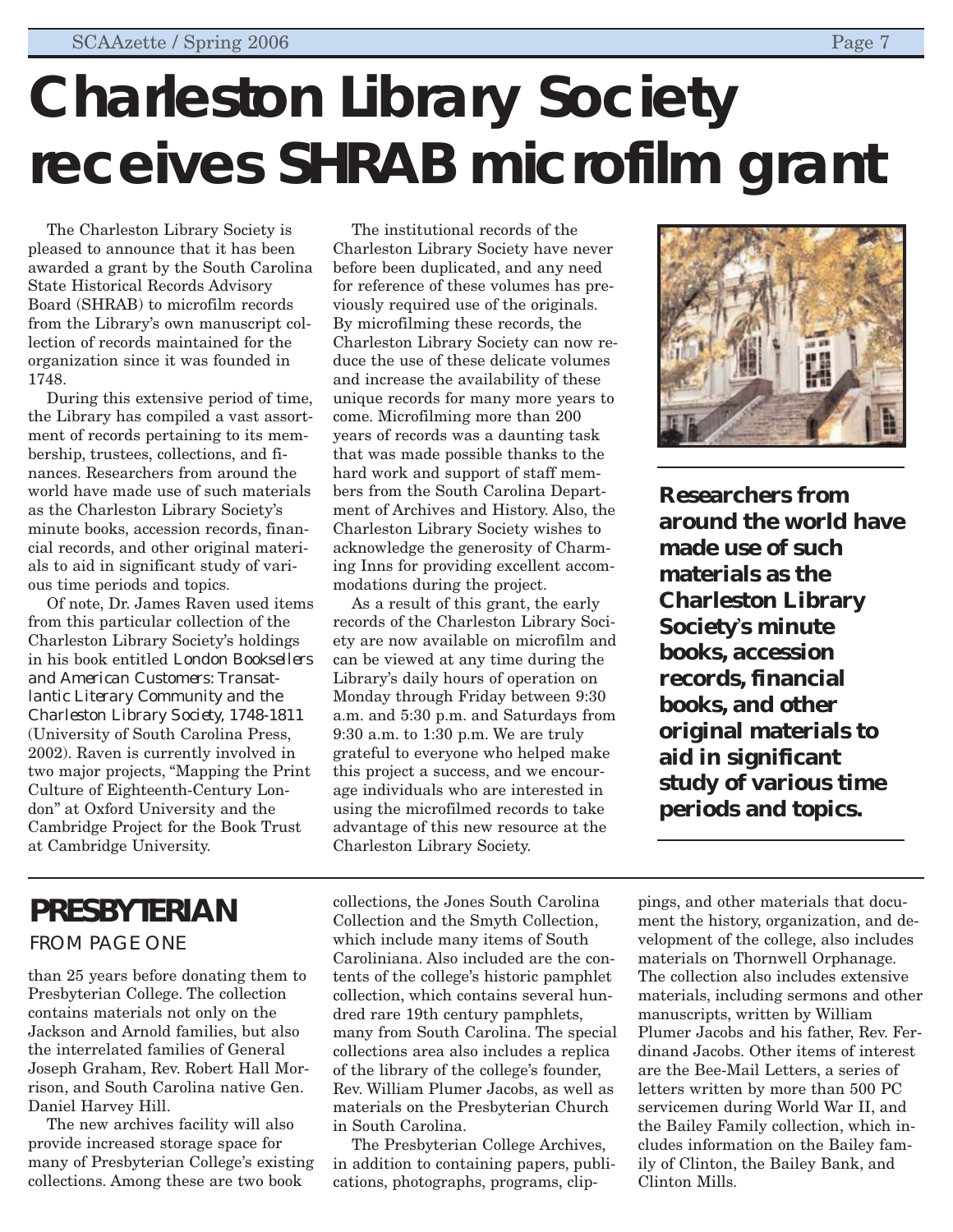# Charleston Library Society receives SHRAB microfilm grant

The Charleston Library Society is pleased to announce that it has been awarded a grant by the South Carolina State Historical Records Advisory Board (SHRAB) to microfilm records from the Library's own manuscript collection of records maintained for the organization since it was founded in 1748.

During this extensive period of time, the Library has compiled a vast assortment of records pertaining to its membership, trustees, collections, and finances. Researchers from around the world have made use of such materials as the Charleston Library Society's minute books, accession records, financial records, and other original materials to aid in significant study of various time periods and topics.

Of note, Dr. James Raven used items from this particular collection of the Charleston Library Society's holdings in his book entitled *London Booksellers and American Customers: Transatlantic Literary Community and the Charleston Library Society, 1748-1811* (University of South Carolina Press, 2002). Raven is currently involved in two major projects, "Mapping the Print Culture of Eighteenth-Century London" at Oxford University and the Cambridge Project for the Book Trust at Cambridge University.

The institutional records of the Charleston Library Society have never before been duplicated, and any need for reference of these volumes has previously required use of the originals. By microfilming these records, the Charleston Library Society can now reduce the use of these delicate volumes and increase the availability of these unique records for many more years to come. Microfilming more than 200 years of records was a daunting task that was made possible thanks to the hard work and support of staff members from the South Carolina Department of Archives and History. Also, the Charleston Library Society wishes to acknowledge the generosity of Charming Inns for providing excellent accommodations during the project.

As a result of this grant, the early records of the Charleston Library Society are now available on microfilm and can be viewed at any time during the Library's daily hours of operation on Monday through Friday between 9:30 a.m. and 5:30 p.m. and Saturdays from 9:30 a.m. to 1:30 p.m. We are truly grateful to everyone who helped make this project a success, and we encourage individuals who are interested in using the microfilmed records to take advantage of this new resource at the Charleston Library Society.

**Researchers from around the world have made use of such materials as the Charleston Library Society's minute books, accession records, financial books, and other original materials to aid in significant study of various time periods and topics.**

## PRESBYTERIAN

FROM PAGE ONE

than 25 years before donating them to Presbyterian College. The collection contains materials not only on the Jackson and Arnold families, but also the interrelated families of General Joseph Graham, Rev. Robert Hall Morrison, and South Carolina native Gen. Daniel Harvey Hill.

The new archives facility will also provide increased storage space for many of Presbyterian College's existing collections. Among these are two book collections, the Jones South Carolina Collection and the Smyth Collection, which include many items of South Caroliniana. Also included are the contents of the college's historic pamphlet collection, which contains several hundred rare 19th century pamphlets, many from South Carolina. The special collections area also includes a replica of the library of the college's founder, Rev. William Plumer Jacobs, as well as materials on the Presbyterian Church in South Carolina.

The Presbyterian College Archives, in addition to containing papers, publications, photographs, programs, clippings, and other materials that document the history, organization, and development of the college, also includes materials on Thornwell Orphanage. The collection also includes extensive materials, including sermons and other manuscripts, written by William Plumer Jacobs and his father, Rev. Ferdinand Jacobs. Other items of interest are the Bee-Mail Letters, a series of letters written by more than 500 PC servicemen during World War II, and the Bailey Family collection, which includes information on the Bailey family of Clinton, the Bailey Bank, and Clinton Mills.